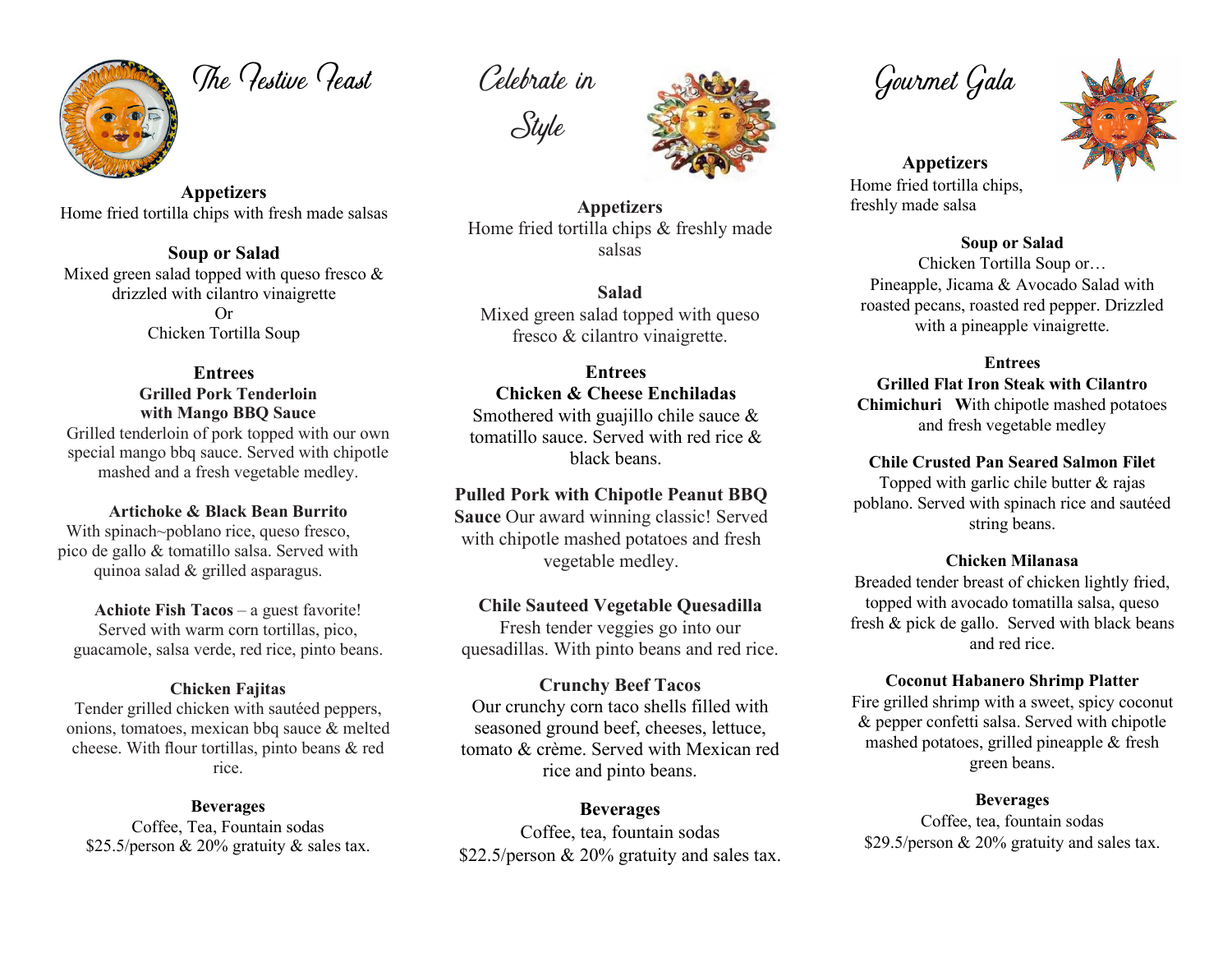# The Festive Feast

### Appetizers

Home fried tortilla chips with fresh made salsas

### Soup or Salad

Mixed green salad topped with queso fresco & drizzled with cilantro vinaigrette

Or

Chicken Tortilla Soup

### Entrees

**Grilled Pork Tenderloin with Mango BBQ Sauce**

Grilled tenderloin of pork topped with our own special mango bbq sauce. Served with chipotle mashed and a fresh vegetable medley.

**Artichoke & Black Bean Burrito**

With spinach~poblano rice, queso fresco, pico de gallo & tomatillo salsa. Served with quinoa salad & grilled asparagus.

**Achiote Fish Tacos** – a guest favorite! Served with warm corn tortillas, pico, guacamole, salsa verde, red rice, pinto beans.

**Chicken Fajitas**

Tender grilled chicken with sautéed peppers, onions, tomatoes, mexican bbq sauce & melted cheese. With flour tortillas, pinto beans & red rice.

### Beverages

Coffee, Tea, Fountain sodas

$25.5/person & 20% gratuity & sales tax.

# Celebrate in Style

### Appetizers

Home fried tortilla chips & freshly made salsas

### Salad

Mixed green salad topped with queso fresco & cilantro vinaigrette.

### Entrees

**Chicken & Cheese Enchiladas**

Smothered with guajillo chile sauce & tomatillo sauce. Served with red rice & black beans.

**Pulled Pork with Chipotle Peanut BBQ Sauce** Our award winning classic! Served with chipotle mashed potatoes and fresh vegetable medley.

**Chile Sauteed Vegetable Quesadilla**

Fresh tender veggies go into our quesadillas. With pinto beans and red rice.

**Crunchy Beef Tacos**

Our crunchy corn taco shells filled with seasoned ground beef, cheeses, lettuce, tomato & crème. Served with Mexican red rice and pinto beans.

### Beverages

Coffee, tea, fountain sodas

$22.5/person & 20% gratuity and sales tax.

# Gourmet Gala

### Appetizers

Home fried tortilla chips, freshly made salsa

### Soup or Salad

Chicken Tortilla Soup or…

Pineapple, Jicama & Avocado Salad with roasted pecans, roasted red pepper. Drizzled with a pineapple vinaigrette.

### Entrees

**Grilled Flat Iron Steak with Cilantro Chimichuri W**ith chipotle mashed potatoes and fresh vegetable medley

**Chile Crusted Pan Seared Salmon Filet**

Topped with garlic chile butter & rajas poblano. Served with spinach rice and sautéed string beans.

**Chicken Milanasa**

Breaded tender breast of chicken lightly fried, topped with avocado tomatilla salsa, queso fresh & pick de gallo. Served with black beans and red rice.

**Coconut Habanero Shrimp Platter**

Fire grilled shrimp with a sweet, spicy coconut & pepper confetti salsa. Served with chipotle mashed potatoes, grilled pineapple & fresh green beans.

### Beverages

Coffee, tea, fountain sodas

$29.5/person & 20% gratuity and sales tax.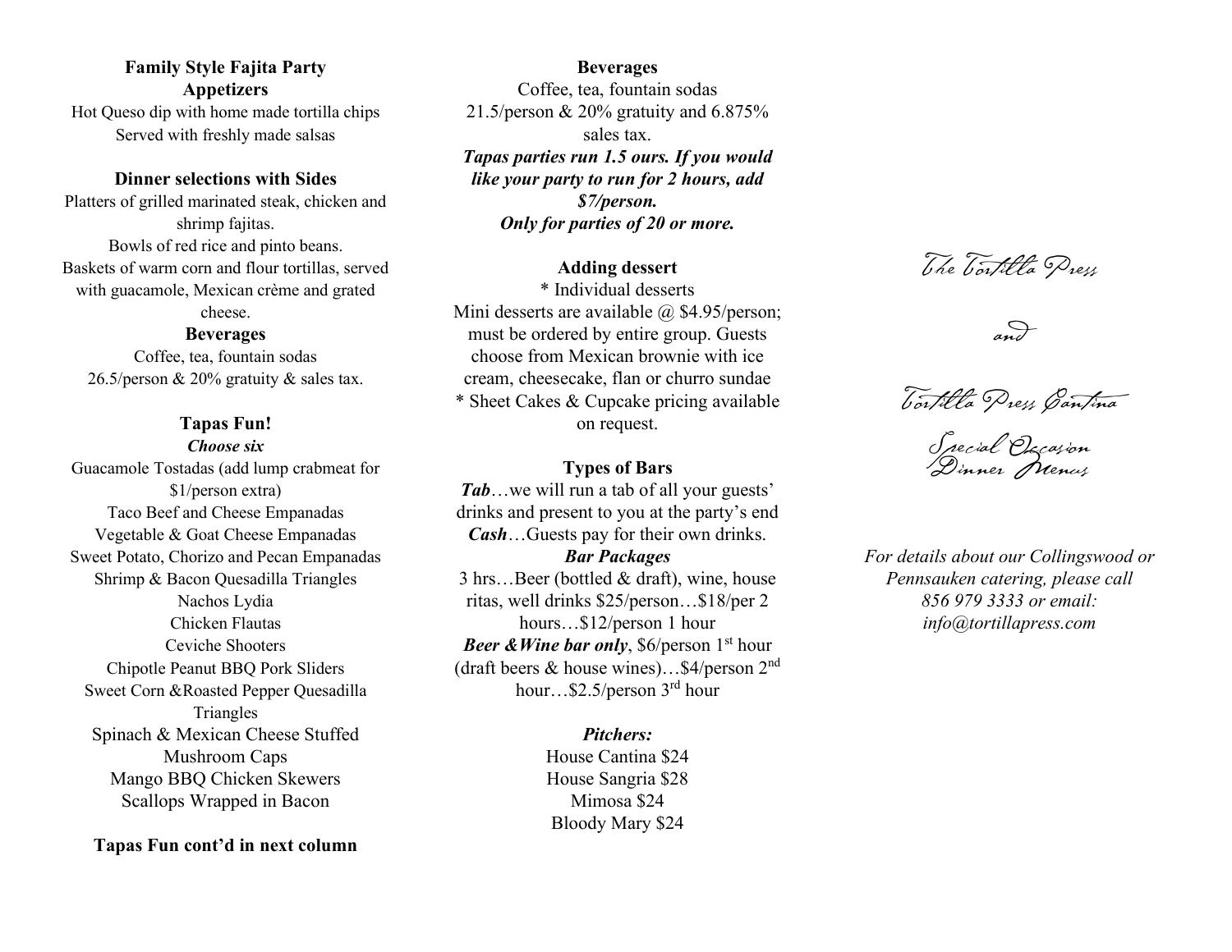**Family Style Fajita Party**

**Appetizers**

Hot Queso dip with home made tortilla chips
Served with freshly made salsas

**Dinner selections with Sides**

Platters of grilled marinated steak, chicken and shrimp fajitas.
Bowls of red rice and pinto beans.
Baskets of warm corn and flour tortillas, served with guacamole, Mexican crème and grated cheese.

**Beverages**

Coffee, tea, fountain sodas
26.5/person & 20% gratuity & sales tax.

**Tapas Fun!**

***Choose six***

Guacamole Tostadas (add lump crabmeat for $1/person extra)
Taco Beef and Cheese Empanadas
Vegetable & Goat Cheese Empanadas
Sweet Potato, Chorizo and Pecan Empanadas
Shrimp & Bacon Quesadilla Triangles
Nachos Lydia
Chicken Flautas
Ceviche Shooters
Chipotle Peanut BBQ Pork Sliders
Sweet Corn &Roasted Pepper Quesadilla Triangles
Spinach & Mexican Cheese Stuffed Mushroom Caps
Mango BBQ Chicken Skewers
Scallops Wrapped in Bacon

**Tapas Fun cont'd in next column**

**Beverages**

Coffee, tea, fountain sodas
21.5/person & 20% gratuity and 6.875% sales tax.
***Tapas parties run 1.5 ours. If you would like your party to run for 2 hours, add $7/person.***
***Only for parties of 20 or more.***

**Adding dessert**

* Individual desserts
Mini desserts are available @ $4.95/person; must be ordered by entire group. Guests choose from Mexican brownie with ice cream, cheesecake, flan or churro sundae
* Sheet Cakes & Cupcake pricing available on request.

**Types of Bars**

***Tab***…we will run a tab of all your guests' drinks and present to you at the party's end
***Cash***…Guests pay for their own drinks.

***Bar Packages***

3 hrs…Beer (bottled & draft), wine, house ritas, well drinks $25/person…$18/per 2 hours…$12/person 1 hour
***Beer &Wine bar only***, $6/person 1st hour (draft beers & house wines)…$4/person 2nd hour…$2.5/person 3rd hour

***Pitchers:***

House Cantina $24
House Sangria $28
Mimosa $24
Bloody Mary $24

The Tortilla Press

and

Tortilla Press Cantina

Special Occasion Dinner Menus

*For details about our Collingswood or Pennsauken catering, please call 856 979 3333 or email: info@tortillapress.com*